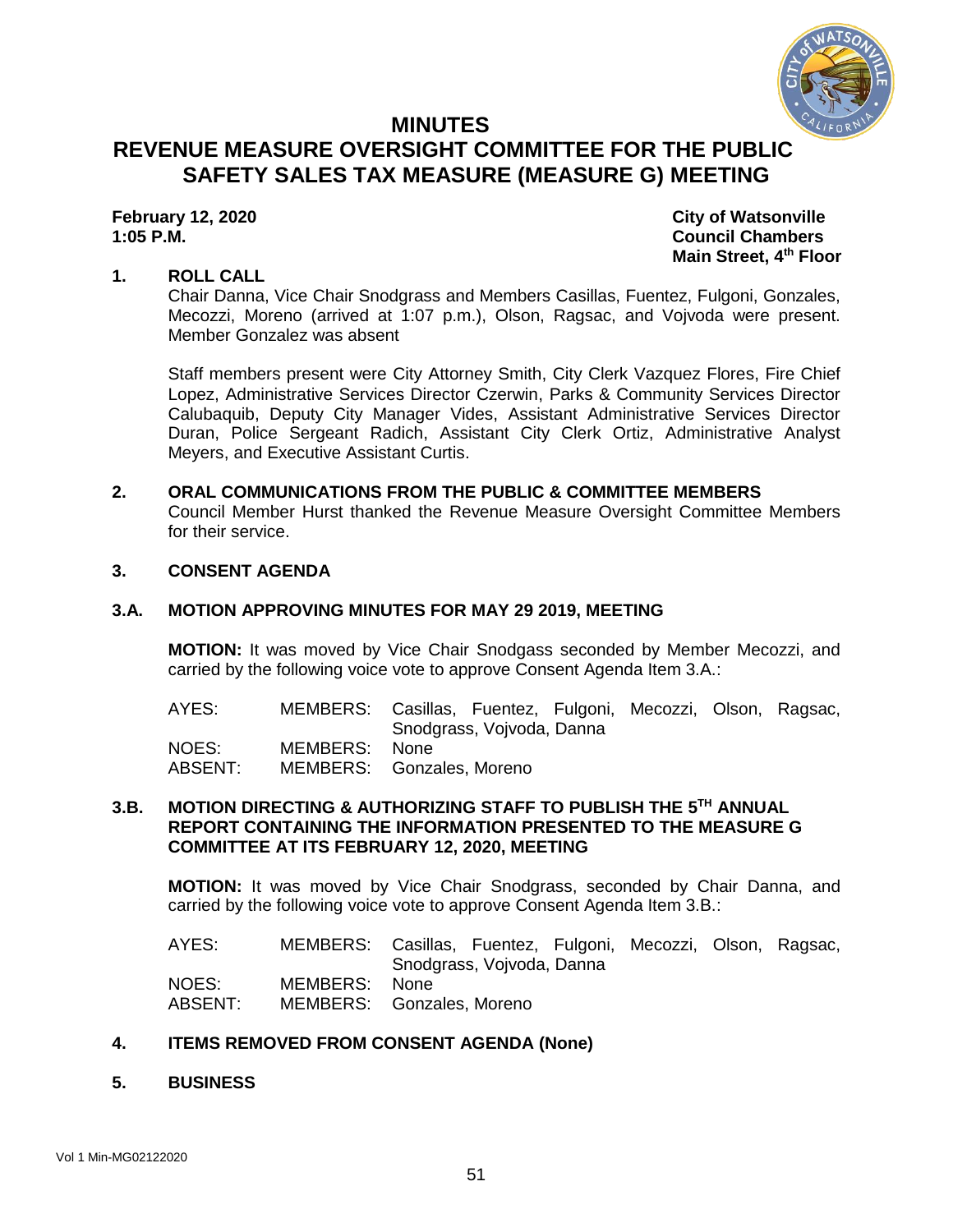# MINUTES

# REVENUE MEASURE OVERSIGHT COMMITTEE FOR THE PUBLIC SAFETY SALES TAX MEASURE (MEASURE G) MEETING

**February 12, 2020**
**1:05 P.M.**

**City of Watsonville**
**Council Chambers**
**Main Street, 4th Floor**

## 1. ROLL CALL

Chair Danna, Vice Chair Snodgrass and Members Casillas, Fuentez, Fulgoni, Gonzales, Mecozzi, Moreno (arrived at 1:07 p.m.), Olson, Ragsac, and Vojvoda were present. Member Gonzalez was absent

Staff members present were City Attorney Smith, City Clerk Vazquez Flores, Fire Chief Lopez, Administrative Services Director Czerwin, Parks & Community Services Director Calubaquib, Deputy City Manager Vides, Assistant Administrative Services Director Duran, Police Sergeant Radich, Assistant City Clerk Ortiz, Administrative Analyst Meyers, and Executive Assistant Curtis.

## 2. ORAL COMMUNICATIONS FROM THE PUBLIC & COMMITTEE MEMBERS

Council Member Hurst thanked the Revenue Measure Oversight Committee Members for their service.

## 3. CONSENT AGENDA

### 3.A. MOTION APPROVING MINUTES FOR MAY 29 2019, MEETING

**MOTION:** It was moved by Vice Chair Snodgass seconded by Member Mecozzi, and carried by the following voice vote to approve Consent Agenda Item 3.A.:

| | | |
|---|---|---|
| AYES: | MEMBERS: | Casillas, Fuentez, Fulgoni, Mecozzi, Olson, Ragsac, Snodgrass, Vojvoda, Danna |
| NOES: | MEMBERS: | None |
| ABSENT: | MEMBERS: | Gonzales, Moreno |

### 3.B. MOTION DIRECTING & AUTHORIZING STAFF TO PUBLISH THE 5TH ANNUAL REPORT CONTAINING THE INFORMATION PRESENTED TO THE MEASURE G COMMITTEE AT ITS FEBRUARY 12, 2020, MEETING

**MOTION:** It was moved by Vice Chair Snodgrass, seconded by Chair Danna, and carried by the following voice vote to approve Consent Agenda Item 3.B.:

| | | |
|---|---|---|
| AYES: | MEMBERS: | Casillas, Fuentez, Fulgoni, Mecozzi, Olson, Ragsac, Snodgrass, Vojvoda, Danna |
| NOES: | MEMBERS: | None |
| ABSENT: | MEMBERS: | Gonzales, Moreno |

## 4. ITEMS REMOVED FROM CONSENT AGENDA (None)

## 5. BUSINESS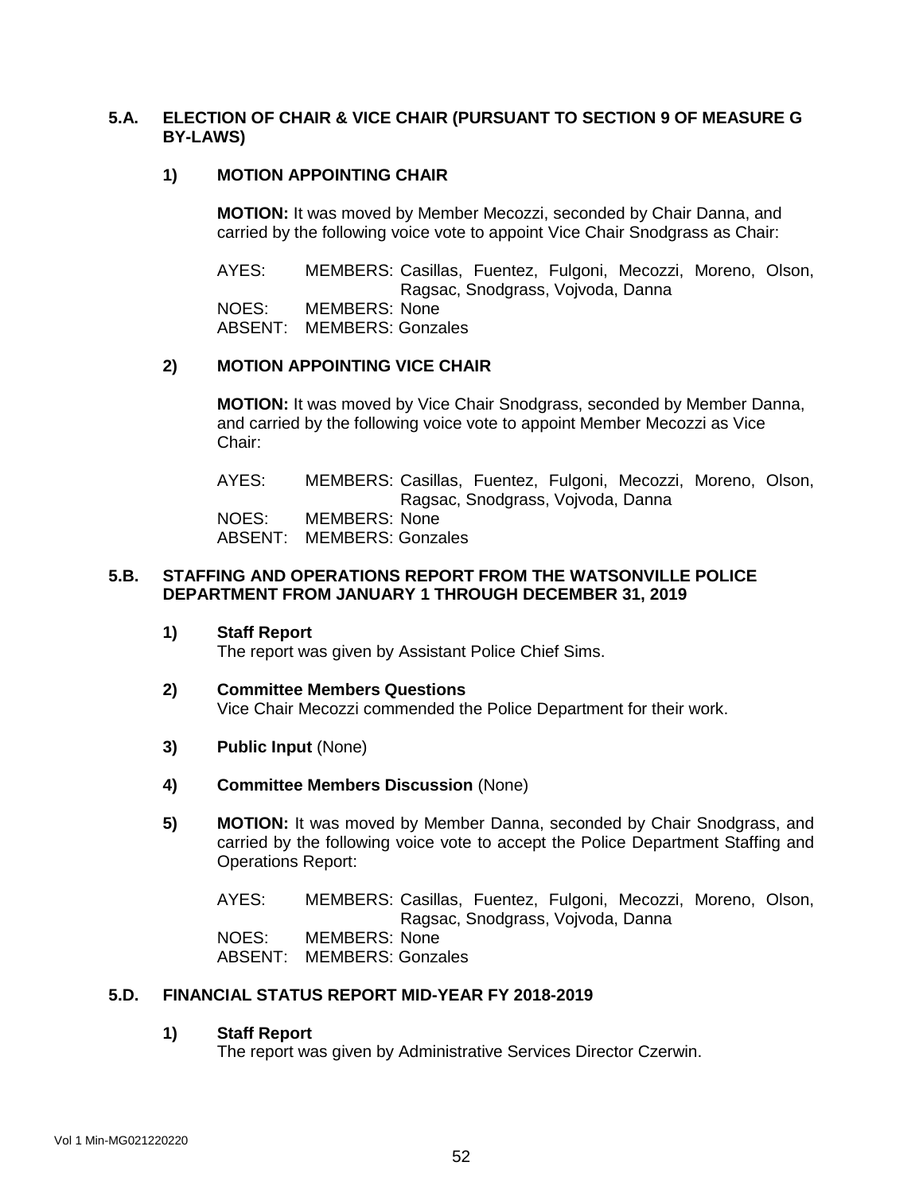### 5.A. ELECTION OF CHAIR & VICE CHAIR (PURSUANT TO SECTION 9 OF MEASURE G BY-LAWS)

#### 1) MOTION APPOINTING CHAIR

**MOTION:** It was moved by Member Mecozzi, seconded by Chair Danna, and carried by the following voice vote to appoint Vice Chair Snodgrass as Chair:

AYES: MEMBERS: Casillas, Fuentez, Fulgoni, Mecozzi, Moreno, Olson, Ragsac, Snodgrass, Vojvoda, Danna
NOES: MEMBERS: None
ABSENT: MEMBERS: Gonzales

#### 2) MOTION APPOINTING VICE CHAIR

**MOTION:** It was moved by Vice Chair Snodgrass, seconded by Member Danna, and carried by the following voice vote to appoint Member Mecozzi as Vice Chair:

AYES: MEMBERS: Casillas, Fuentez, Fulgoni, Mecozzi, Moreno, Olson, Ragsac, Snodgrass, Vojvoda, Danna
NOES: MEMBERS: None
ABSENT: MEMBERS: Gonzales

### 5.B. STAFFING AND OPERATIONS REPORT FROM THE WATSONVILLE POLICE DEPARTMENT FROM JANUARY 1 THROUGH DECEMBER 31, 2019

1) **Staff Report**
The report was given by Assistant Police Chief Sims.

2) **Committee Members Questions**
Vice Chair Mecozzi commended the Police Department for their work.

3) **Public Input** (None)

4) **Committee Members Discussion** (None)

5) **MOTION:** It was moved by Member Danna, seconded by Chair Snodgrass, and carried by the following voice vote to accept the Police Department Staffing and Operations Report:

AYES: MEMBERS: Casillas, Fuentez, Fulgoni, Mecozzi, Moreno, Olson, Ragsac, Snodgrass, Vojvoda, Danna
NOES: MEMBERS: None
ABSENT: MEMBERS: Gonzales

### 5.D. FINANCIAL STATUS REPORT MID-YEAR FY 2018-2019

1) **Staff Report**
The report was given by Administrative Services Director Czerwin.

Vol 1 Min-MG021220220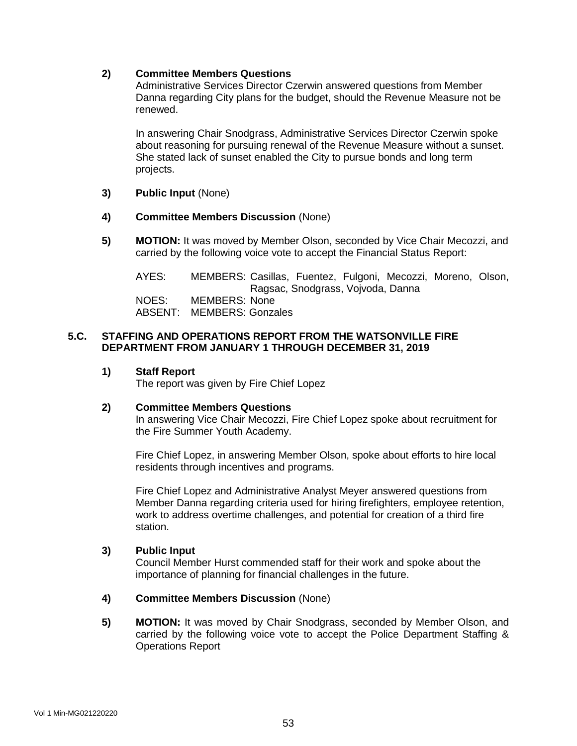**2) Committee Members Questions**

Administrative Services Director Czerwin answered questions from Member Danna regarding City plans for the budget, should the Revenue Measure not be renewed.

In answering Chair Snodgrass, Administrative Services Director Czerwin spoke about reasoning for pursuing renewal of the Revenue Measure without a sunset. She stated lack of sunset enabled the City to pursue bonds and long term projects.

**3) Public Input** (None)

**4) Committee Members Discussion** (None)

**5) MOTION:** It was moved by Member Olson, seconded by Vice Chair Mecozzi, and carried by the following voice vote to accept the Financial Status Report:

AYES: MEMBERS: Casillas, Fuentez, Fulgoni, Mecozzi, Moreno, Olson, Ragsac, Snodgrass, Vojvoda, Danna
NOES: MEMBERS: None
ABSENT: MEMBERS: Gonzales

## 5.C. STAFFING AND OPERATIONS REPORT FROM THE WATSONVILLE FIRE DEPARTMENT FROM JANUARY 1 THROUGH DECEMBER 31, 2019

**1) Staff Report**

The report was given by Fire Chief Lopez

**2) Committee Members Questions**

In answering Vice Chair Mecozzi, Fire Chief Lopez spoke about recruitment for the Fire Summer Youth Academy.

Fire Chief Lopez, in answering Member Olson, spoke about efforts to hire local residents through incentives and programs.

Fire Chief Lopez and Administrative Analyst Meyer answered questions from Member Danna regarding criteria used for hiring firefighters, employee retention, work to address overtime challenges, and potential for creation of a third fire station.

**3) Public Input**

Council Member Hurst commended staff for their work and spoke about the importance of planning for financial challenges in the future.

**4) Committee Members Discussion** (None)

**5) MOTION:** It was moved by Chair Snodgrass, seconded by Member Olson, and carried by the following voice vote to accept the Police Department Staffing & Operations Report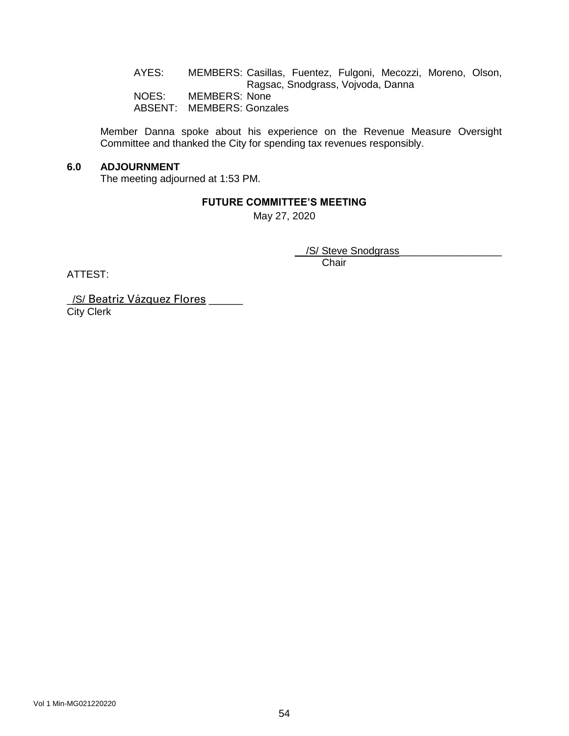AYES: MEMBERS: Casillas, Fuentez, Fulgoni, Mecozzi, Moreno, Olson, Ragsac, Snodgrass, Vojvoda, Danna
NOES: MEMBERS: None
ABSENT: MEMBERS: Gonzales

Member Danna spoke about his experience on the Revenue Measure Oversight Committee and thanked the City for spending tax revenues responsibly.

**6.0 ADJOURNMENT**

The meeting adjourned at 1:53 PM.

**FUTURE COMMITTEE'S MEETING**

May 27, 2020

/S/ Steve Snodgrass
Chair

ATTEST:

/S/ Beatriz Vázquez Flores
City Clerk

Vol 1 Min-MG021220220